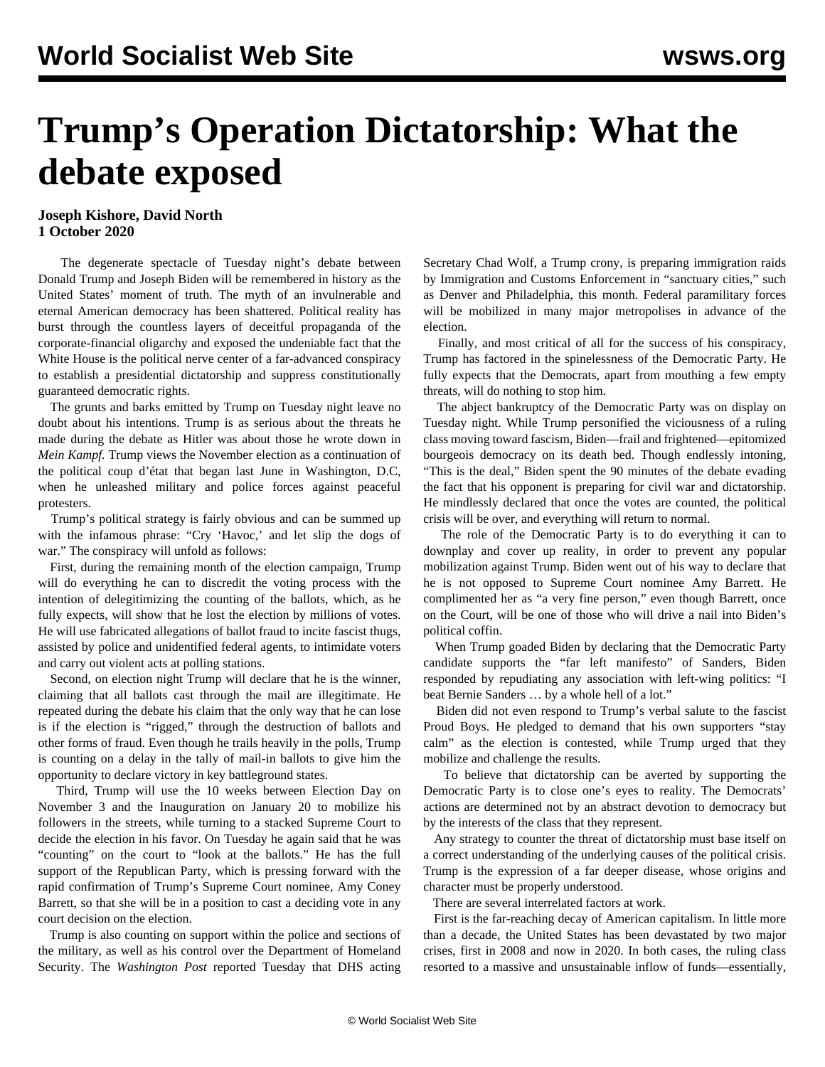# Trump's Operation Dictatorship: What the debate exposed

**Joseph Kishore, David North**
**1 October 2020**

The degenerate spectacle of Tuesday night's debate between Donald Trump and Joseph Biden will be remembered in history as the United States' moment of truth. The myth of an invulnerable and eternal American democracy has been shattered. Political reality has burst through the countless layers of deceitful propaganda of the corporate-financial oligarchy and exposed the undeniable fact that the White House is the political nerve center of a far-advanced conspiracy to establish a presidential dictatorship and suppress constitutionally guaranteed democratic rights.

The grunts and barks emitted by Trump on Tuesday night leave no doubt about his intentions. Trump is as serious about the threats he made during the debate as Hitler was about those he wrote down in *Mein Kampf.* Trump views the November election as a continuation of the political coup d'état that began last June in Washington, D.C, when he unleashed military and police forces against peaceful protesters.

Trump's political strategy is fairly obvious and can be summed up with the infamous phrase: "Cry 'Havoc,' and let slip the dogs of war." The conspiracy will unfold as follows:

First, during the remaining month of the election campaign, Trump will do everything he can to discredit the voting process with the intention of delegitimizing the counting of the ballots, which, as he fully expects, will show that he lost the election by millions of votes. He will use fabricated allegations of ballot fraud to incite fascist thugs, assisted by police and unidentified federal agents, to intimidate voters and carry out violent acts at polling stations.

Second, on election night Trump will declare that he is the winner, claiming that all ballots cast through the mail are illegitimate. He repeated during the debate his claim that the only way that he can lose is if the election is "rigged," through the destruction of ballots and other forms of fraud. Even though he trails heavily in the polls, Trump is counting on a delay in the tally of mail-in ballots to give him the opportunity to declare victory in key battleground states.

Third, Trump will use the 10 weeks between Election Day on November 3 and the Inauguration on January 20 to mobilize his followers in the streets, while turning to a stacked Supreme Court to decide the election in his favor. On Tuesday he again said that he was "counting" on the court to "look at the ballots." He has the full support of the Republican Party, which is pressing forward with the rapid confirmation of Trump's Supreme Court nominee, Amy Coney Barrett, so that she will be in a position to cast a deciding vote in any court decision on the election.

Trump is also counting on support within the police and sections of the military, as well as his control over the Department of Homeland Security. The *Washington Post* reported Tuesday that DHS acting Secretary Chad Wolf, a Trump crony, is preparing immigration raids by Immigration and Customs Enforcement in "sanctuary cities," such as Denver and Philadelphia, this month. Federal paramilitary forces will be mobilized in many major metropolises in advance of the election.

Finally, and most critical of all for the success of his conspiracy, Trump has factored in the spinelessness of the Democratic Party. He fully expects that the Democrats, apart from mouthing a few empty threats, will do nothing to stop him.

The abject bankruptcy of the Democratic Party was on display on Tuesday night. While Trump personified the viciousness of a ruling class moving toward fascism, Biden—frail and frightened—epitomized bourgeois democracy on its death bed. Though endlessly intoning, "This is the deal," Biden spent the 90 minutes of the debate evading the fact that his opponent is preparing for civil war and dictatorship. He mindlessly declared that once the votes are counted, the political crisis will be over, and everything will return to normal.

The role of the Democratic Party is to do everything it can to downplay and cover up reality, in order to prevent any popular mobilization against Trump. Biden went out of his way to declare that he is not opposed to Supreme Court nominee Amy Barrett. He complimented her as "a very fine person," even though Barrett, once on the Court, will be one of those who will drive a nail into Biden's political coffin.

When Trump goaded Biden by declaring that the Democratic Party candidate supports the "far left manifesto" of Sanders, Biden responded by repudiating any association with left-wing politics: "I beat Bernie Sanders … by a whole hell of a lot."

Biden did not even respond to Trump's verbal salute to the fascist Proud Boys. He pledged to demand that his own supporters "stay calm" as the election is contested, while Trump urged that they mobilize and challenge the results.

To believe that dictatorship can be averted by supporting the Democratic Party is to close one's eyes to reality. The Democrats' actions are determined not by an abstract devotion to democracy but by the interests of the class that they represent.

Any strategy to counter the threat of dictatorship must base itself on a correct understanding of the underlying causes of the political crisis. Trump is the expression of a far deeper disease, whose origins and character must be properly understood.

There are several interrelated factors at work.

First is the far-reaching decay of American capitalism. In little more than a decade, the United States has been devastated by two major crises, first in 2008 and now in 2020. In both cases, the ruling class resorted to a massive and unsustainable inflow of funds—essentially,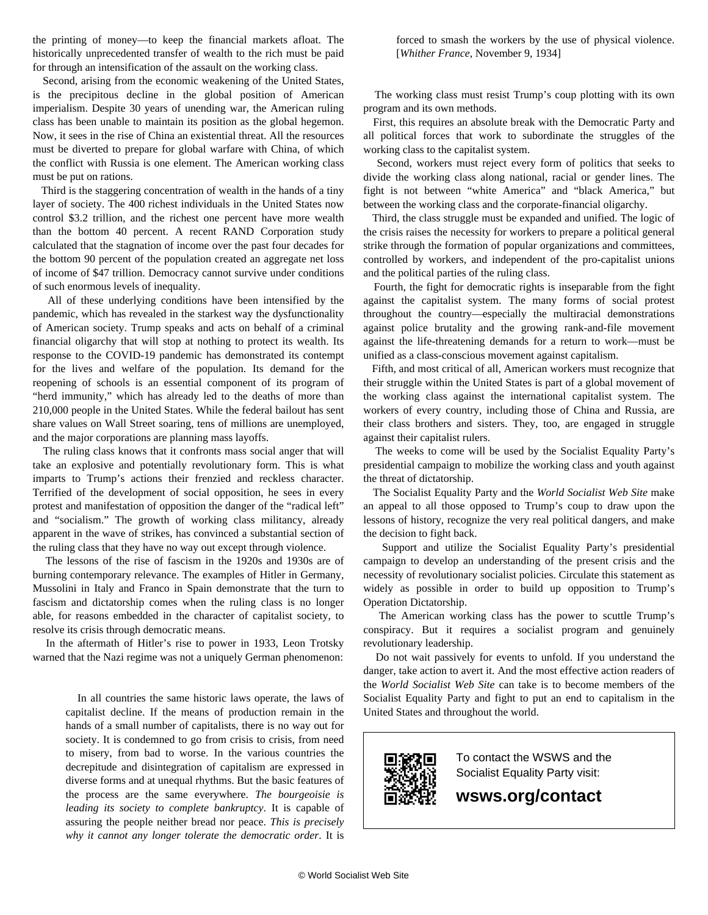the printing of money—to keep the financial markets afloat. The historically unprecedented transfer of wealth to the rich must be paid for through an intensification of the assault on the working class.

Second, arising from the economic weakening of the United States, is the precipitous decline in the global position of American imperialism. Despite 30 years of unending war, the American ruling class has been unable to maintain its position as the global hegemon. Now, it sees in the rise of China an existential threat. All the resources must be diverted to prepare for global warfare with China, of which the conflict with Russia is one element. The American working class must be put on rations.

Third is the staggering concentration of wealth in the hands of a tiny layer of society. The 400 richest individuals in the United States now control $3.2 trillion, and the richest one percent have more wealth than the bottom 40 percent. A recent RAND Corporation study calculated that the stagnation of income over the past four decades for the bottom 90 percent of the population created an aggregate net loss of income of $47 trillion. Democracy cannot survive under conditions of such enormous levels of inequality.

All of these underlying conditions have been intensified by the pandemic, which has revealed in the starkest way the dysfunctionality of American society. Trump speaks and acts on behalf of a criminal financial oligarchy that will stop at nothing to protect its wealth. Its response to the COVID-19 pandemic has demonstrated its contempt for the lives and welfare of the population. Its demand for the reopening of schools is an essential component of its program of "herd immunity," which has already led to the deaths of more than 210,000 people in the United States. While the federal bailout has sent share values on Wall Street soaring, tens of millions are unemployed, and the major corporations are planning mass layoffs.

The ruling class knows that it confronts mass social anger that will take an explosive and potentially revolutionary form. This is what imparts to Trump's actions their frenzied and reckless character. Terrified of the development of social opposition, he sees in every protest and manifestation of opposition the danger of the "radical left" and "socialism." The growth of working class militancy, already apparent in the wave of strikes, has convinced a substantial section of the ruling class that they have no way out except through violence.

The lessons of the rise of fascism in the 1920s and 1930s are of burning contemporary relevance. The examples of Hitler in Germany, Mussolini in Italy and Franco in Spain demonstrate that the turn to fascism and dictatorship comes when the ruling class is no longer able, for reasons embedded in the character of capitalist society, to resolve its crisis through democratic means.

In the aftermath of Hitler's rise to power in 1933, Leon Trotsky warned that the Nazi regime was not a uniquely German phenomenon:

> In all countries the same historic laws operate, the laws of capitalist decline. If the means of production remain in the hands of a small number of capitalists, there is no way out for society. It is condemned to go from crisis to crisis, from need to misery, from bad to worse. In the various countries the decrepitude and disintegration of capitalism are expressed in diverse forms and at unequal rhythms. But the basic features of the process are the same everywhere. *The bourgeoisie is leading its society to complete bankruptcy*. It is capable of assuring the people neither bread nor peace. *This is precisely why it cannot any longer tolerate the democratic order*. It is forced to smash the workers by the use of physical violence. [*Whither France*, November 9, 1934]

The working class must resist Trump's coup plotting with its own program and its own methods.

First, this requires an absolute break with the Democratic Party and all political forces that work to subordinate the struggles of the working class to the capitalist system.

Second, workers must reject every form of politics that seeks to divide the working class along national, racial or gender lines. The fight is not between "white America" and "black America," but between the working class and the corporate-financial oligarchy.

Third, the class struggle must be expanded and unified. The logic of the crisis raises the necessity for workers to prepare a political general strike through the formation of popular organizations and committees, controlled by workers, and independent of the pro-capitalist unions and the political parties of the ruling class.

Fourth, the fight for democratic rights is inseparable from the fight against the capitalist system. The many forms of social protest throughout the country—especially the multiracial demonstrations against police brutality and the growing rank-and-file movement against the life-threatening demands for a return to work—must be unified as a class-conscious movement against capitalism.

Fifth, and most critical of all, American workers must recognize that their struggle within the United States is part of a global movement of the working class against the international capitalist system. The workers of every country, including those of China and Russia, are their class brothers and sisters. They, too, are engaged in struggle against their capitalist rulers.

The weeks to come will be used by the Socialist Equality Party's presidential campaign to mobilize the working class and youth against the threat of dictatorship.

The Socialist Equality Party and the *World Socialist Web Site* make an appeal to all those opposed to Trump's coup to draw upon the lessons of history, recognize the very real political dangers, and make the decision to fight back.

Support and utilize the Socialist Equality Party's presidential campaign to develop an understanding of the present crisis and the necessity of revolutionary socialist policies. Circulate this statement as widely as possible in order to build up opposition to Trump's Operation Dictatorship.

The American working class has the power to scuttle Trump's conspiracy. But it requires a socialist program and genuinely revolutionary leadership.

Do not wait passively for events to unfold. If you understand the danger, take action to avert it. And the most effective action readers of the *World Socialist Web Site* can take is to become members of the Socialist Equality Party and fight to put an end to capitalism in the United States and throughout the world.

To contact the WSWS and the Socialist Equality Party visit:

**wsws.org/contact**